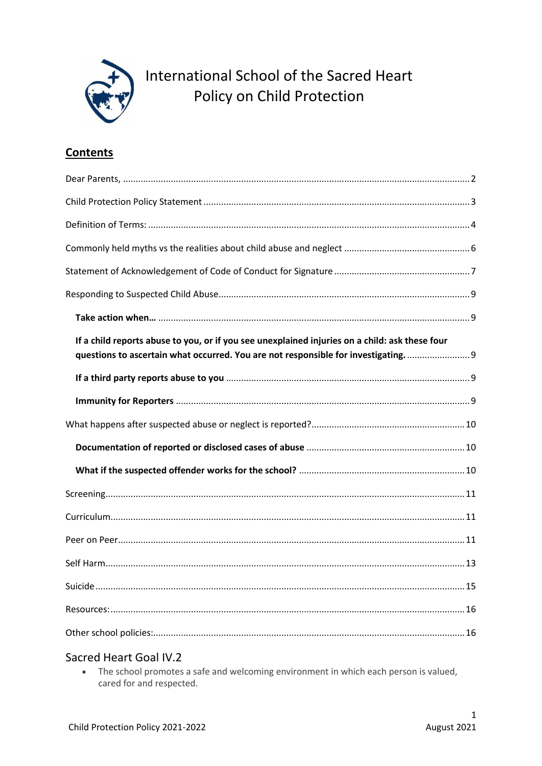# International School of the Sacred Heart
# Policy on Child Protection

## Contents

Dear Parents, ........................................................................................................................ 2

Child Protection Policy Statement ........................................................................................ 3

Definition of Terms: .............................................................................................................. 4

Commonly held myths vs the realities about child abuse and neglect .................................. 6

Statement of Acknowledgement of Code of Conduct for Signature ..................................... 7

Responding to Suspected Child Abuse .................................................................................. 9

- **Take action when…** .......................................................................................................... 9
- **If a child reports abuse to you, or if you see unexplained injuries on a child: ask these four questions to ascertain what occurred. You are not responsible for investigating.** ........................ 9
- **If a third party reports abuse to you** ................................................................................ 9
- **Immunity for Reporters** .................................................................................................... 9

What happens after suspected abuse or neglect is reported? ............................................ 10

- **Documentation of reported or disclosed cases of abuse** .............................................. 10
- **What if the suspected offender works for the school?** ................................................. 10

Screening ............................................................................................................................. 11

Curriculum ........................................................................................................................... 11

Peer on Peer ......................................................................................................................... 11

Self Harm ............................................................................................................................. 13

Suicide ................................................................................................................................. 15

Resources: ........................................................................................................................... 16

Other school policies: .......................................................................................................... 16

## Sacred Heart Goal IV.2

- The school promotes a safe and welcoming environment in which each person is valued, cared for and respected.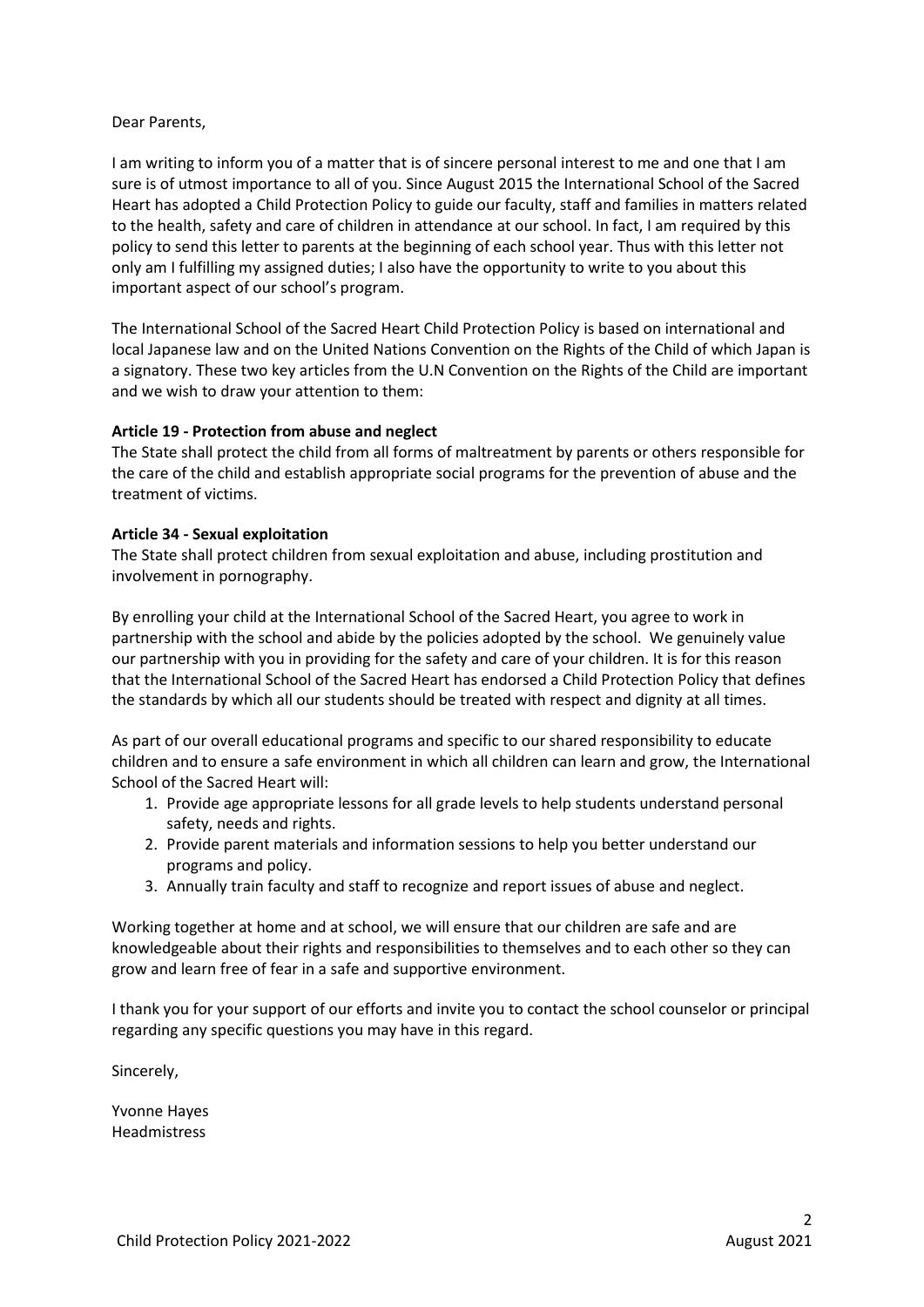Dear Parents,

I am writing to inform you of a matter that is of sincere personal interest to me and one that I am sure is of utmost importance to all of you. Since August 2015 the International School of the Sacred Heart has adopted a Child Protection Policy to guide our faculty, staff and families in matters related to the health, safety and care of children in attendance at our school. In fact, I am required by this policy to send this letter to parents at the beginning of each school year. Thus with this letter not only am I fulfilling my assigned duties; I also have the opportunity to write to you about this important aspect of our school's program.

The International School of the Sacred Heart Child Protection Policy is based on international and local Japanese law and on the United Nations Convention on the Rights of the Child of which Japan is a signatory. These two key articles from the U.N Convention on the Rights of the Child are important and we wish to draw your attention to them:

**Article 19 - Protection from abuse and neglect**
The State shall protect the child from all forms of maltreatment by parents or others responsible for the care of the child and establish appropriate social programs for the prevention of abuse and the treatment of victims.

**Article 34 - Sexual exploitation**
The State shall protect children from sexual exploitation and abuse, including prostitution and involvement in pornography.

By enrolling your child at the International School of the Sacred Heart, you agree to work in partnership with the school and abide by the policies adopted by the school. We genuinely value our partnership with you in providing for the safety and care of your children. It is for this reason that the International School of the Sacred Heart has endorsed a Child Protection Policy that defines the standards by which all our students should be treated with respect and dignity at all times.

As part of our overall educational programs and specific to our shared responsibility to educate children and to ensure a safe environment in which all children can learn and grow, the International School of the Sacred Heart will:

1. Provide age appropriate lessons for all grade levels to help students understand personal safety, needs and rights.
2. Provide parent materials and information sessions to help you better understand our programs and policy.
3. Annually train faculty and staff to recognize and report issues of abuse and neglect.

Working together at home and at school, we will ensure that our children are safe and are knowledgeable about their rights and responsibilities to themselves and to each other so they can grow and learn free of fear in a safe and supportive environment.

I thank you for your support of our efforts and invite you to contact the school counselor or principal regarding any specific questions you may have in this regard.

Sincerely,

Yvonne Hayes
Headmistress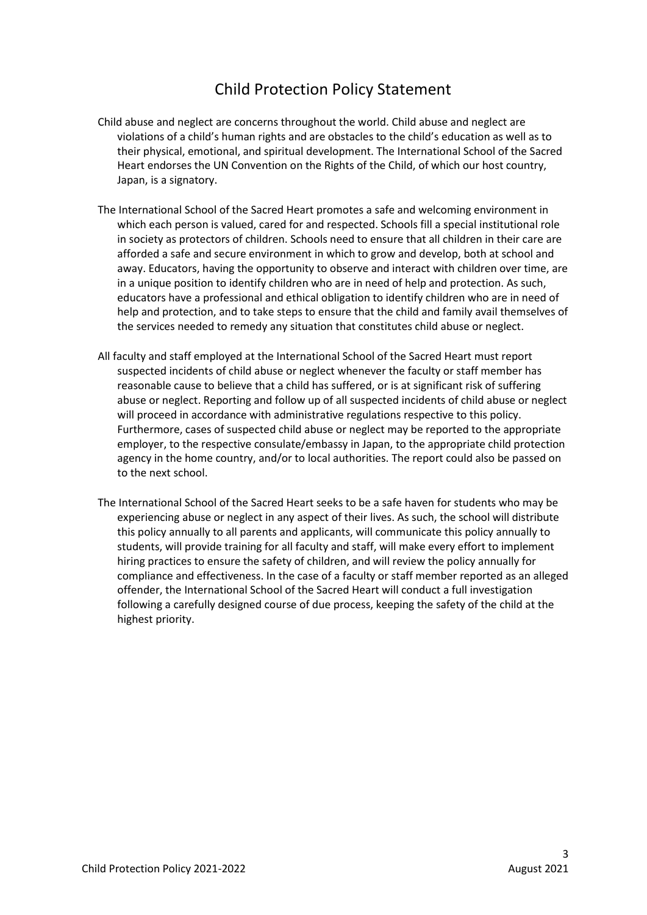# Child Protection Policy Statement

Child abuse and neglect are concerns throughout the world. Child abuse and neglect are violations of a child's human rights and are obstacles to the child's education as well as to their physical, emotional, and spiritual development. The International School of the Sacred Heart endorses the UN Convention on the Rights of the Child, of which our host country, Japan, is a signatory.

The International School of the Sacred Heart promotes a safe and welcoming environment in which each person is valued, cared for and respected. Schools fill a special institutional role in society as protectors of children. Schools need to ensure that all children in their care are afforded a safe and secure environment in which to grow and develop, both at school and away. Educators, having the opportunity to observe and interact with children over time, are in a unique position to identify children who are in need of help and protection. As such, educators have a professional and ethical obligation to identify children who are in need of help and protection, and to take steps to ensure that the child and family avail themselves of the services needed to remedy any situation that constitutes child abuse or neglect.

All faculty and staff employed at the International School of the Sacred Heart must report suspected incidents of child abuse or neglect whenever the faculty or staff member has reasonable cause to believe that a child has suffered, or is at significant risk of suffering abuse or neglect. Reporting and follow up of all suspected incidents of child abuse or neglect will proceed in accordance with administrative regulations respective to this policy. Furthermore, cases of suspected child abuse or neglect may be reported to the appropriate employer, to the respective consulate/embassy in Japan, to the appropriate child protection agency in the home country, and/or to local authorities. The report could also be passed on to the next school.

The International School of the Sacred Heart seeks to be a safe haven for students who may be experiencing abuse or neglect in any aspect of their lives. As such, the school will distribute this policy annually to all parents and applicants, will communicate this policy annually to students, will provide training for all faculty and staff, will make every effort to implement hiring practices to ensure the safety of children, and will review the policy annually for compliance and effectiveness. In the case of a faculty or staff member reported as an alleged offender, the International School of the Sacred Heart will conduct a full investigation following a carefully designed course of due process, keeping the safety of the child at the highest priority.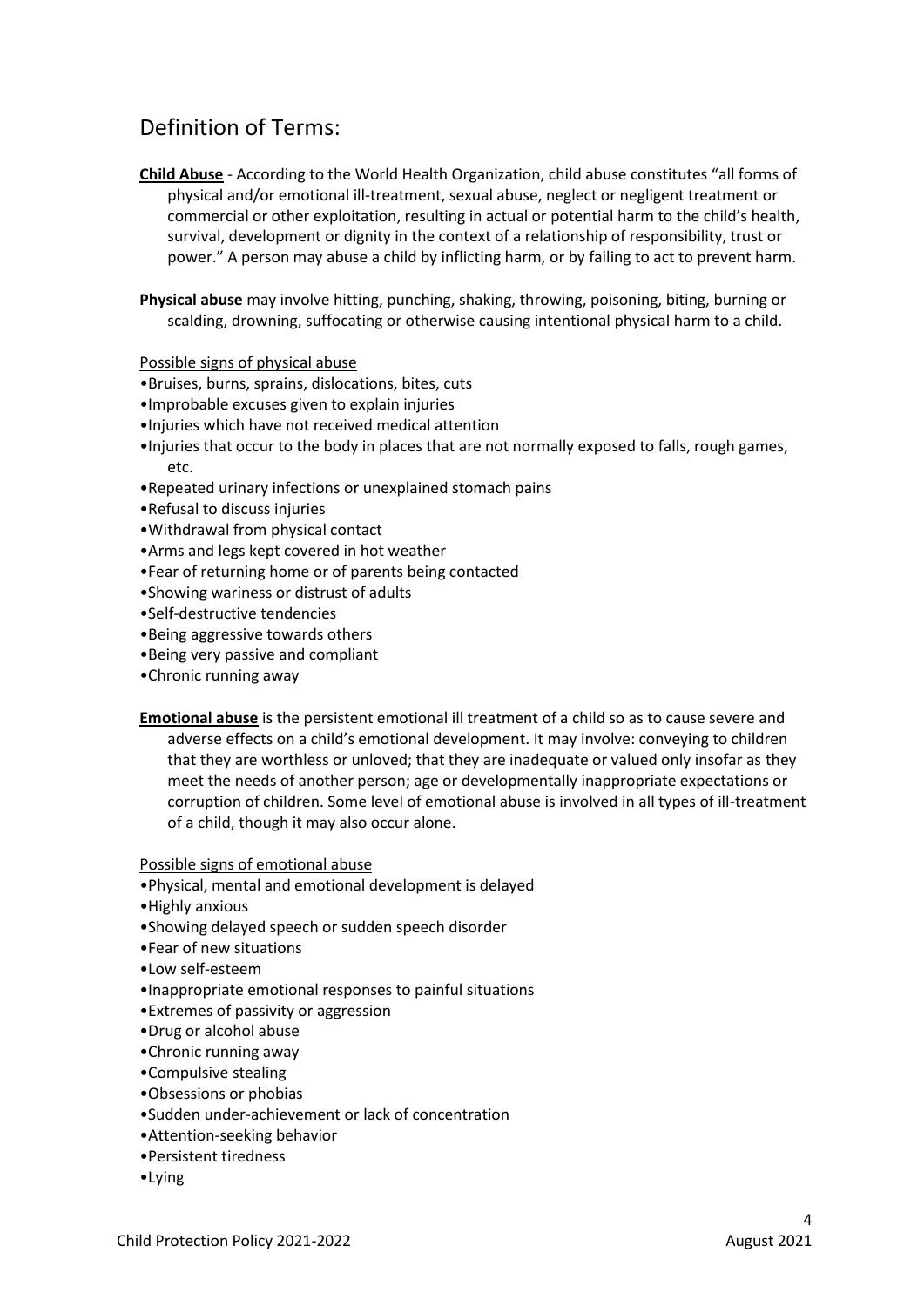## Definition of Terms:

**Child Abuse** - According to the World Health Organization, child abuse constitutes "all forms of physical and/or emotional ill-treatment, sexual abuse, neglect or negligent treatment or commercial or other exploitation, resulting in actual or potential harm to the child's health, survival, development or dignity in the context of a relationship of responsibility, trust or power." A person may abuse a child by inflicting harm, or by failing to act to prevent harm.

**Physical abuse** may involve hitting, punching, shaking, throwing, poisoning, biting, burning or scalding, drowning, suffocating or otherwise causing intentional physical harm to a child.

Possible signs of physical abuse

- Bruises, burns, sprains, dislocations, bites, cuts
- Improbable excuses given to explain injuries
- Injuries which have not received medical attention
- Injuries that occur to the body in places that are not normally exposed to falls, rough games, etc.
- Repeated urinary infections or unexplained stomach pains
- Refusal to discuss injuries
- Withdrawal from physical contact
- Arms and legs kept covered in hot weather
- Fear of returning home or of parents being contacted
- Showing wariness or distrust of adults
- Self-destructive tendencies
- Being aggressive towards others
- Being very passive and compliant
- Chronic running away

**Emotional abuse** is the persistent emotional ill treatment of a child so as to cause severe and adverse effects on a child's emotional development. It may involve: conveying to children that they are worthless or unloved; that they are inadequate or valued only insofar as they meet the needs of another person; age or developmentally inappropriate expectations or corruption of children. Some level of emotional abuse is involved in all types of ill-treatment of a child, though it may also occur alone.

Possible signs of emotional abuse

- Physical, mental and emotional development is delayed
- Highly anxious
- Showing delayed speech or sudden speech disorder
- Fear of new situations
- Low self-esteem
- Inappropriate emotional responses to painful situations
- Extremes of passivity or aggression
- Drug or alcohol abuse
- Chronic running away
- Compulsive stealing
- Obsessions or phobias
- Sudden under-achievement or lack of concentration
- Attention-seeking behavior
- Persistent tiredness
- Lying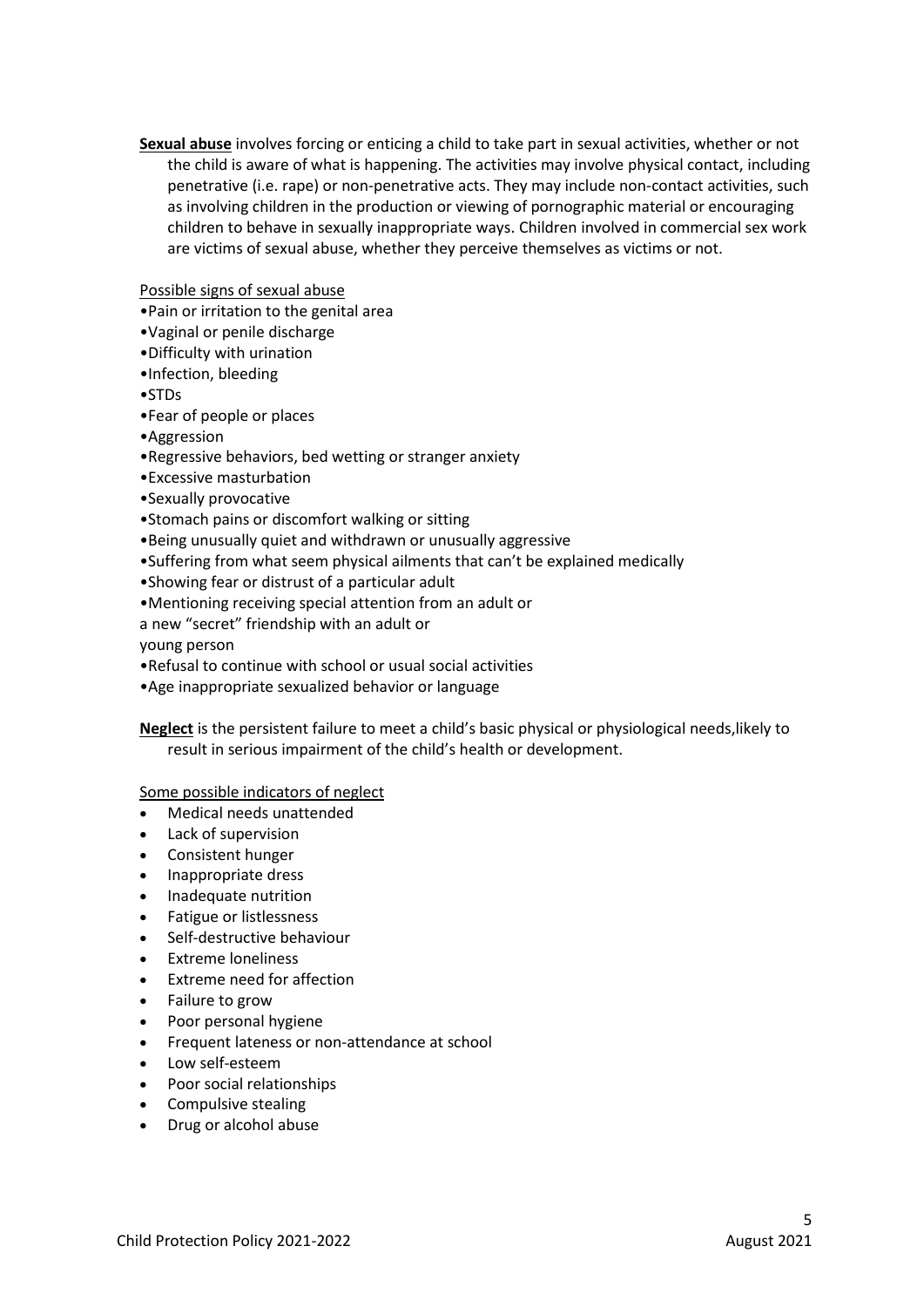**Sexual abuse** involves forcing or enticing a child to take part in sexual activities, whether or not the child is aware of what is happening. The activities may involve physical contact, including penetrative (i.e. rape) or non-penetrative acts. They may include non-contact activities, such as involving children in the production or viewing of pornographic material or encouraging children to behave in sexually inappropriate ways. Children involved in commercial sex work are victims of sexual abuse, whether they perceive themselves as victims or not.

Possible signs of sexual abuse

- Pain or irritation to the genital area
- Vaginal or penile discharge
- Difficulty with urination
- Infection, bleeding
- STDs
- Fear of people or places
- Aggression
- Regressive behaviors, bed wetting or stranger anxiety
- Excessive masturbation
- Sexually provocative
- Stomach pains or discomfort walking or sitting
- Being unusually quiet and withdrawn or unusually aggressive
- Suffering from what seem physical ailments that can't be explained medically
- Showing fear or distrust of a particular adult
- Mentioning receiving special attention from an adult or a new "secret" friendship with an adult or young person
- Refusal to continue with school or usual social activities
- Age inappropriate sexualized behavior or language

**Neglect** is the persistent failure to meet a child's basic physical or physiological needs,likely to result in serious impairment of the child's health or development.

Some possible indicators of neglect

- Medical needs unattended
- Lack of supervision
- Consistent hunger
- Inappropriate dress
- Inadequate nutrition
- Fatigue or listlessness
- Self-destructive behaviour
- Extreme loneliness
- Extreme need for affection
- Failure to grow
- Poor personal hygiene
- Frequent lateness or non-attendance at school
- Low self-esteem
- Poor social relationships
- Compulsive stealing
- Drug or alcohol abuse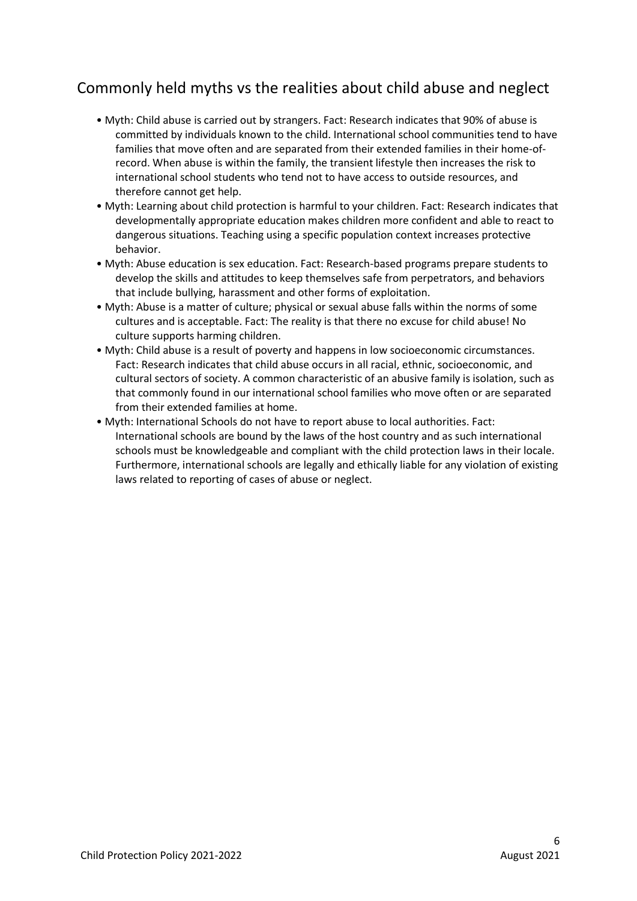## Commonly held myths vs the realities about child abuse and neglect

- Myth: Child abuse is carried out by strangers. Fact: Research indicates that 90% of abuse is committed by individuals known to the child. International school communities tend to have families that move often and are separated from their extended families in their home-of-record. When abuse is within the family, the transient lifestyle then increases the risk to international school students who tend not to have access to outside resources, and therefore cannot get help.
- Myth: Learning about child protection is harmful to your children. Fact: Research indicates that developmentally appropriate education makes children more confident and able to react to dangerous situations. Teaching using a specific population context increases protective behavior.
- Myth: Abuse education is sex education. Fact: Research-based programs prepare students to develop the skills and attitudes to keep themselves safe from perpetrators, and behaviors that include bullying, harassment and other forms of exploitation.
- Myth: Abuse is a matter of culture; physical or sexual abuse falls within the norms of some cultures and is acceptable. Fact: The reality is that there no excuse for child abuse! No culture supports harming children.
- Myth: Child abuse is a result of poverty and happens in low socioeconomic circumstances. Fact: Research indicates that child abuse occurs in all racial, ethnic, socioeconomic, and cultural sectors of society. A common characteristic of an abusive family is isolation, such as that commonly found in our international school families who move often or are separated from their extended families at home.
- Myth: International Schools do not have to report abuse to local authorities. Fact: International schools are bound by the laws of the host country and as such international schools must be knowledgeable and compliant with the child protection laws in their locale. Furthermore, international schools are legally and ethically liable for any violation of existing laws related to reporting of cases of abuse or neglect.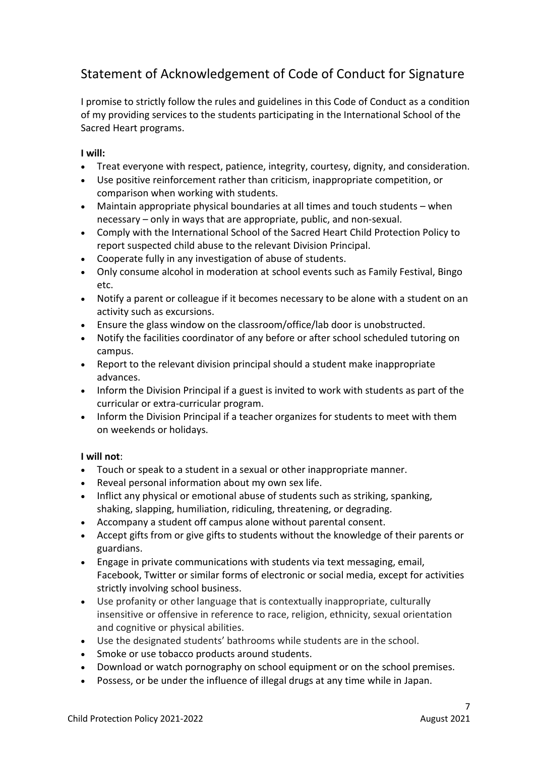## Statement of Acknowledgement of Code of Conduct for Signature

I promise to strictly follow the rules and guidelines in this Code of Conduct as a condition of my providing services to the students participating in the International School of the Sacred Heart programs.

**I will:**

- Treat everyone with respect, patience, integrity, courtesy, dignity, and consideration.
- Use positive reinforcement rather than criticism, inappropriate competition, or comparison when working with students.
- Maintain appropriate physical boundaries at all times and touch students – when necessary – only in ways that are appropriate, public, and non-sexual.
- Comply with the International School of the Sacred Heart Child Protection Policy to report suspected child abuse to the relevant Division Principal.
- Cooperate fully in any investigation of abuse of students.
- Only consume alcohol in moderation at school events such as Family Festival, Bingo etc.
- Notify a parent or colleague if it becomes necessary to be alone with a student on an activity such as excursions.
- Ensure the glass window on the classroom/office/lab door is unobstructed.
- Notify the facilities coordinator of any before or after school scheduled tutoring on campus.
- Report to the relevant division principal should a student make inappropriate advances.
- Inform the Division Principal if a guest is invited to work with students as part of the curricular or extra-curricular program.
- Inform the Division Principal if a teacher organizes for students to meet with them on weekends or holidays.

**I will not**:

- Touch or speak to a student in a sexual or other inappropriate manner.
- Reveal personal information about my own sex life.
- Inflict any physical or emotional abuse of students such as striking, spanking, shaking, slapping, humiliation, ridiculing, threatening, or degrading.
- Accompany a student off campus alone without parental consent.
- Accept gifts from or give gifts to students without the knowledge of their parents or guardians.
- Engage in private communications with students via text messaging, email, Facebook, Twitter or similar forms of electronic or social media, except for activities strictly involving school business.
- Use profanity or other language that is contextually inappropriate, culturally insensitive or offensive in reference to race, religion, ethnicity, sexual orientation and cognitive or physical abilities.
- Use the designated students' bathrooms while students are in the school.
- Smoke or use tobacco products around students.
- Download or watch pornography on school equipment or on the school premises.
- Possess, or be under the influence of illegal drugs at any time while in Japan.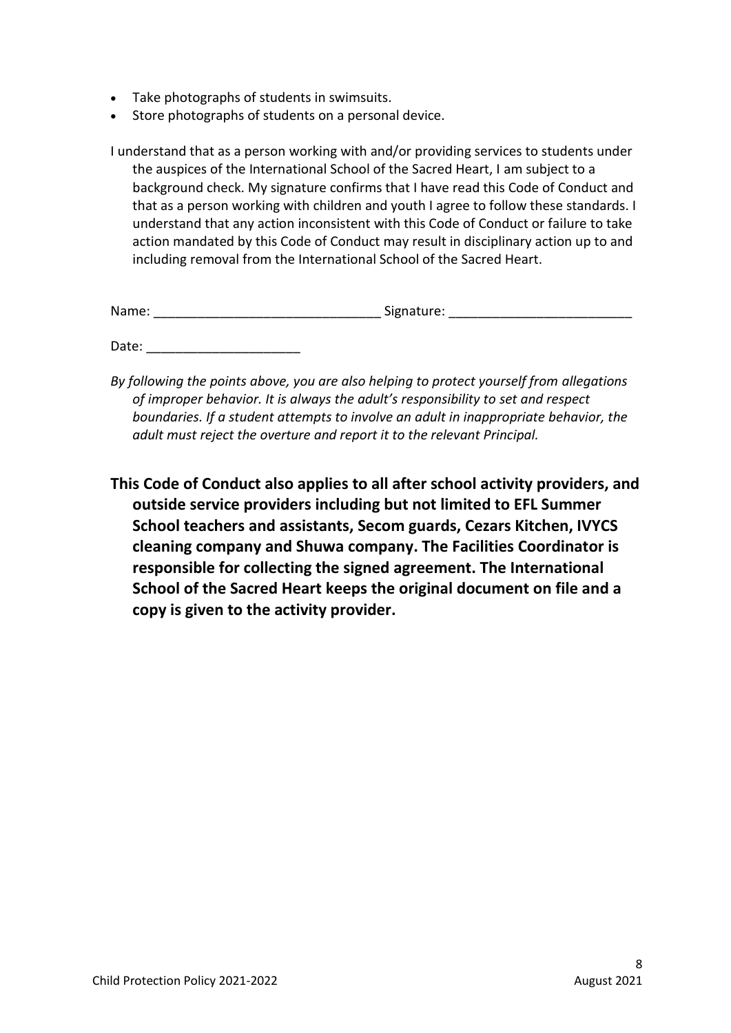- Take photographs of students in swimsuits.
- Store photographs of students on a personal device.

I understand that as a person working with and/or providing services to students under the auspices of the International School of the Sacred Heart, I am subject to a background check. My signature confirms that I have read this Code of Conduct and that as a person working with children and youth I agree to follow these standards. I understand that any action inconsistent with this Code of Conduct or failure to take action mandated by this Code of Conduct may result in disciplinary action up to and including removal from the International School of the Sacred Heart.

Name: ______________________________ Signature: ________________________

Date: ____________________

*By following the points above, you are also helping to protect yourself from allegations of improper behavior. It is always the adult's responsibility to set and respect boundaries. If a student attempts to involve an adult in inappropriate behavior, the adult must reject the overture and report it to the relevant Principal.*

**This Code of Conduct also applies to all after school activity providers, and outside service providers including but not limited to EFL Summer School teachers and assistants, Secom guards, Cezars Kitchen, IVYCS cleaning company and Shuwa company. The Facilities Coordinator is responsible for collecting the signed agreement. The International School of the Sacred Heart keeps the original document on file and a copy is given to the activity provider.**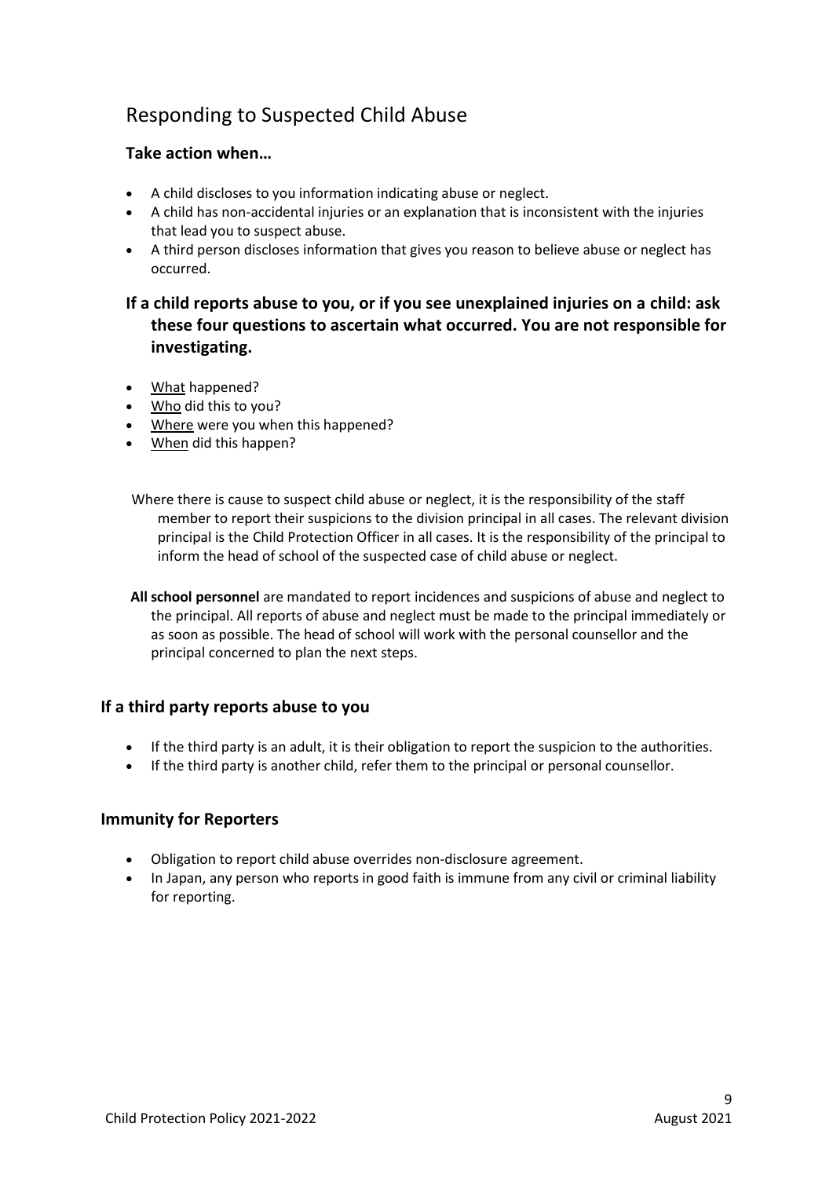## Responding to Suspected Child Abuse

### Take action when…

- A child discloses to you information indicating abuse or neglect.
- A child has non-accidental injuries or an explanation that is inconsistent with the injuries that lead you to suspect abuse.
- A third person discloses information that gives you reason to believe abuse or neglect has occurred.

### If a child reports abuse to you, or if you see unexplained injuries on a child: ask these four questions to ascertain what occurred. You are not responsible for investigating.

- What happened?
- Who did this to you?
- Where were you when this happened?
- When did this happen?

Where there is cause to suspect child abuse or neglect, it is the responsibility of the staff member to report their suspicions to the division principal in all cases. The relevant division principal is the Child Protection Officer in all cases. It is the responsibility of the principal to inform the head of school of the suspected case of child abuse or neglect.

**All school personnel** are mandated to report incidences and suspicions of abuse and neglect to the principal. All reports of abuse and neglect must be made to the principal immediately or as soon as possible. The head of school will work with the personal counsellor and the principal concerned to plan the next steps.

### If a third party reports abuse to you

- If the third party is an adult, it is their obligation to report the suspicion to the authorities.
- If the third party is another child, refer them to the principal or personal counsellor.

### Immunity for Reporters

- Obligation to report child abuse overrides non-disclosure agreement.
- In Japan, any person who reports in good faith is immune from any civil or criminal liability for reporting.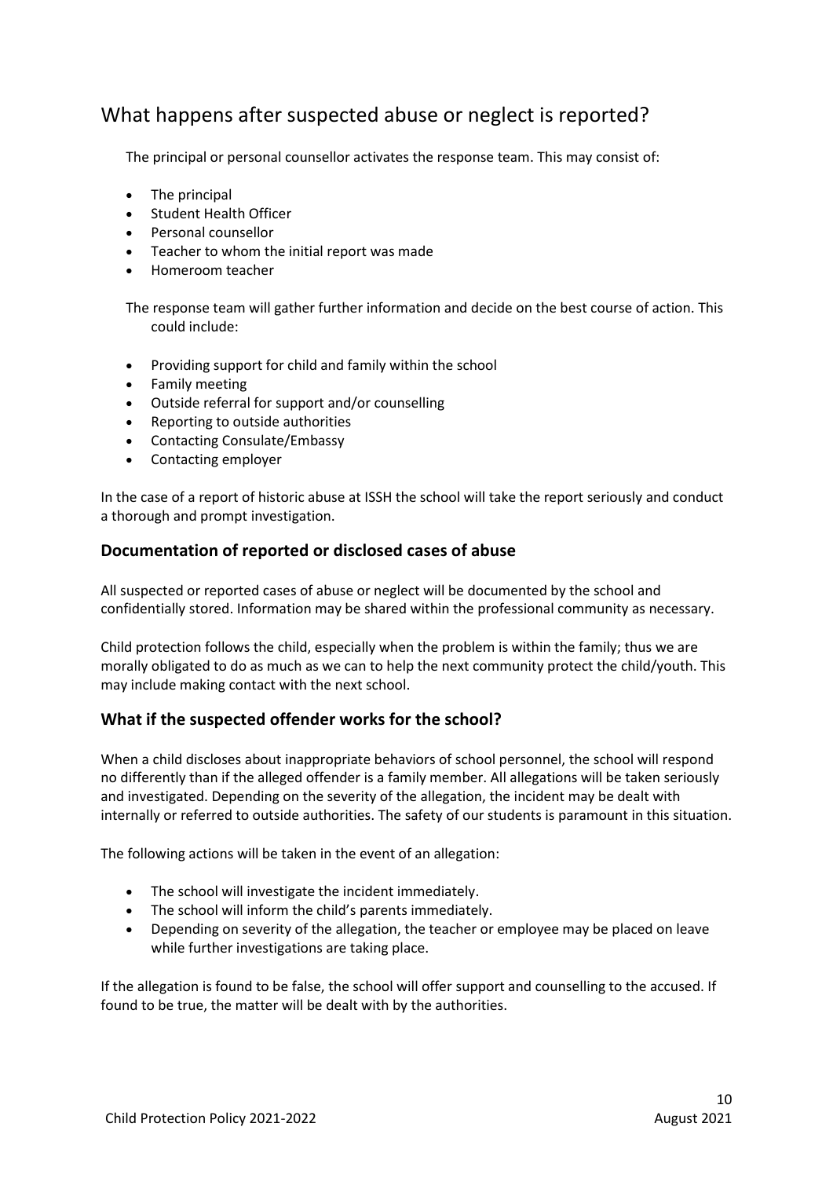## What happens after suspected abuse or neglect is reported?

The principal or personal counsellor activates the response team. This may consist of:

- The principal
- Student Health Officer
- Personal counsellor
- Teacher to whom the initial report was made
- Homeroom teacher

The response team will gather further information and decide on the best course of action. This could include:

- Providing support for child and family within the school
- Family meeting
- Outside referral for support and/or counselling
- Reporting to outside authorities
- Contacting Consulate/Embassy
- Contacting employer

In the case of a report of historic abuse at ISSH the school will take the report seriously and conduct a thorough and prompt investigation.

### Documentation of reported or disclosed cases of abuse

All suspected or reported cases of abuse or neglect will be documented by the school and confidentially stored. Information may be shared within the professional community as necessary.

Child protection follows the child, especially when the problem is within the family; thus we are morally obligated to do as much as we can to help the next community protect the child/youth. This may include making contact with the next school.

### What if the suspected offender works for the school?

When a child discloses about inappropriate behaviors of school personnel, the school will respond no differently than if the alleged offender is a family member. All allegations will be taken seriously and investigated. Depending on the severity of the allegation, the incident may be dealt with internally or referred to outside authorities. The safety of our students is paramount in this situation.

The following actions will be taken in the event of an allegation:

- The school will investigate the incident immediately.
- The school will inform the child's parents immediately.
- Depending on severity of the allegation, the teacher or employee may be placed on leave while further investigations are taking place.

If the allegation is found to be false, the school will offer support and counselling to the accused. If found to be true, the matter will be dealt with by the authorities.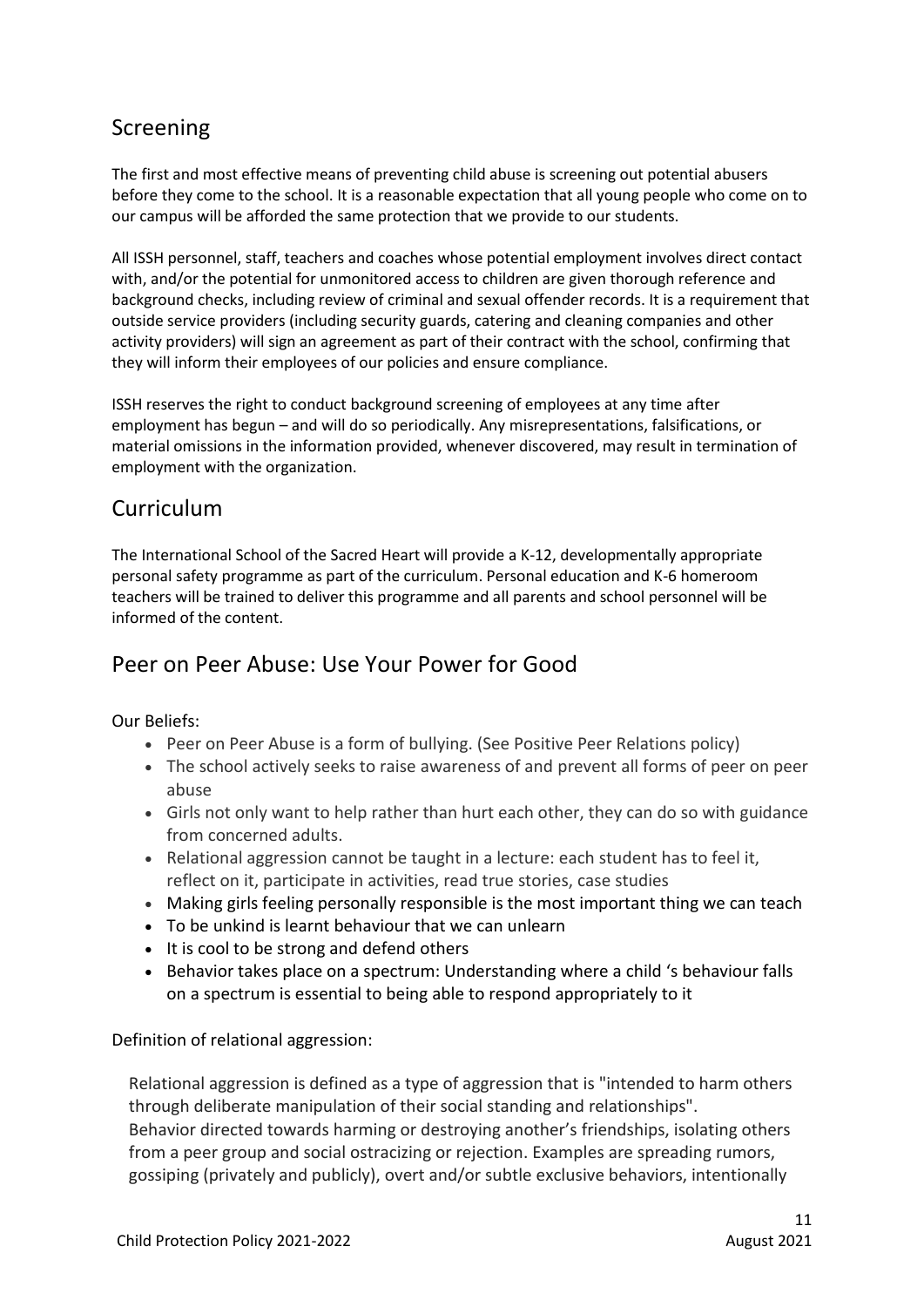## Screening

The first and most effective means of preventing child abuse is screening out potential abusers before they come to the school. It is a reasonable expectation that all young people who come on to our campus will be afforded the same protection that we provide to our students.

All ISSH personnel, staff, teachers and coaches whose potential employment involves direct contact with, and/or the potential for unmonitored access to children are given thorough reference and background checks, including review of criminal and sexual offender records. It is a requirement that outside service providers (including security guards, catering and cleaning companies and other activity providers) will sign an agreement as part of their contract with the school, confirming that they will inform their employees of our policies and ensure compliance.

ISSH reserves the right to conduct background screening of employees at any time after employment has begun – and will do so periodically. Any misrepresentations, falsifications, or material omissions in the information provided, whenever discovered, may result in termination of employment with the organization.

## Curriculum

The International School of the Sacred Heart will provide a K-12, developmentally appropriate personal safety programme as part of the curriculum. Personal education and K-6 homeroom teachers will be trained to deliver this programme and all parents and school personnel will be informed of the content.

## Peer on Peer Abuse: Use Your Power for Good

Our Beliefs:

- Peer on Peer Abuse is a form of bullying. (See Positive Peer Relations policy)
- The school actively seeks to raise awareness of and prevent all forms of peer on peer abuse
- Girls not only want to help rather than hurt each other, they can do so with guidance from concerned adults.
- Relational aggression cannot be taught in a lecture: each student has to feel it, reflect on it, participate in activities, read true stories, case studies
- Making girls feeling personally responsible is the most important thing we can teach
- To be unkind is learnt behaviour that we can unlearn
- It is cool to be strong and defend others
- Behavior takes place on a spectrum: Understanding where a child 's behaviour falls on a spectrum is essential to being able to respond appropriately to it

Definition of relational aggression:

Relational aggression is defined as a type of aggression that is "intended to harm others through deliberate manipulation of their social standing and relationships". Behavior directed towards harming or destroying another's friendships, isolating others from a peer group and social ostracizing or rejection. Examples are spreading rumors, gossiping (privately and publicly), overt and/or subtle exclusive behaviors, intentionally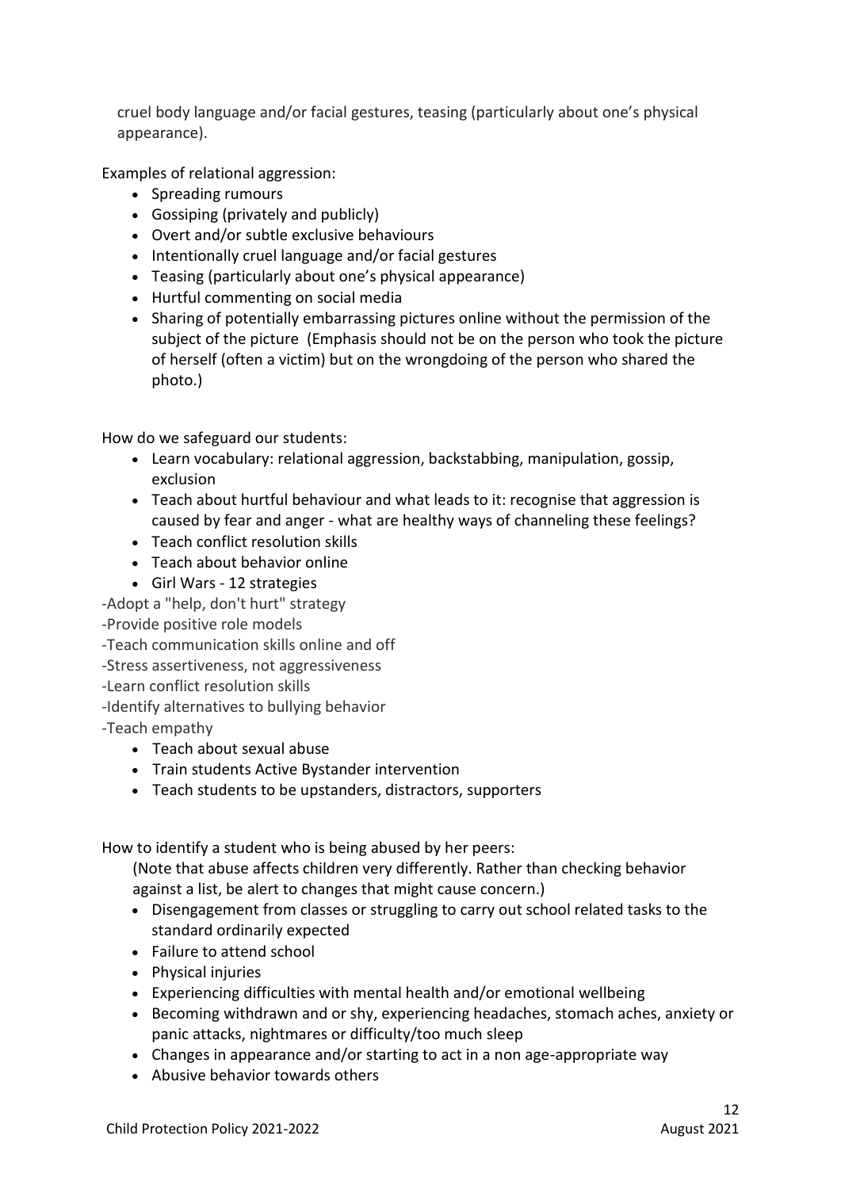cruel body language and/or facial gestures, teasing (particularly about one's physical appearance).

Examples of relational aggression:

- Spreading rumours
- Gossiping (privately and publicly)
- Overt and/or subtle exclusive behaviours
- Intentionally cruel language and/or facial gestures
- Teasing (particularly about one's physical appearance)
- Hurtful commenting on social media
- Sharing of potentially embarrassing pictures online without the permission of the subject of the picture (Emphasis should not be on the person who took the picture of herself (often a victim) but on the wrongdoing of the person who shared the photo.)

How do we safeguard our students:

- Learn vocabulary: relational aggression, backstabbing, manipulation, gossip, exclusion
- Teach about hurtful behaviour and what leads to it: recognise that aggression is caused by fear and anger - what are healthy ways of channeling these feelings?
- Teach conflict resolution skills
- Teach about behavior online
- Girl Wars - 12 strategies

-Adopt a "help, don't hurt" strategy
-Provide positive role models
-Teach communication skills online and off
-Stress assertiveness, not aggressiveness
-Learn conflict resolution skills
-Identify alternatives to bullying behavior
-Teach empathy

- Teach about sexual abuse
- Train students Active Bystander intervention
- Teach students to be upstanders, distractors, supporters

How to identify a student who is being abused by her peers:

(Note that abuse affects children very differently. Rather than checking behavior against a list, be alert to changes that might cause concern.)

- Disengagement from classes or struggling to carry out school related tasks to the standard ordinarily expected
- Failure to attend school
- Physical injuries
- Experiencing difficulties with mental health and/or emotional wellbeing
- Becoming withdrawn and or shy, experiencing headaches, stomach aches, anxiety or panic attacks, nightmares or difficulty/too much sleep
- Changes in appearance and/or starting to act in a non age-appropriate way
- Abusive behavior towards others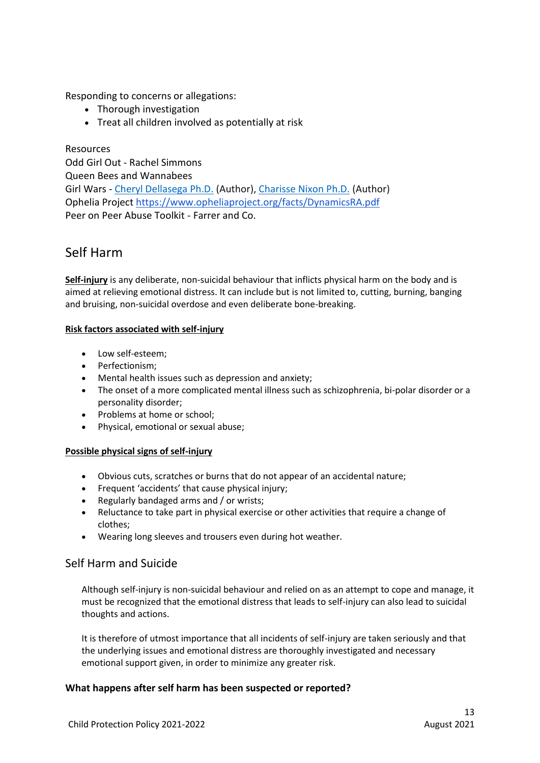Responding to concerns or allegations:

- Thorough investigation
- Treat all children involved as potentially at risk

Resources
Odd Girl Out - Rachel Simmons
Queen Bees and Wannabees
Girl Wars - Cheryl Dellasega Ph.D. (Author), Charisse Nixon Ph.D. (Author)
Ophelia Project https://www.opheliaproject.org/facts/DynamicsRA.pdf
Peer on Peer Abuse Toolkit - Farrer and Co.

## Self Harm

**Self-injury** is any deliberate, non-suicidal behaviour that inflicts physical harm on the body and is aimed at relieving emotional distress. It can include but is not limited to, cutting, burning, banging and bruising, non-suicidal overdose and even deliberate bone-breaking.

**Risk factors associated with self-injury**

- Low self-esteem;
- Perfectionism;
- Mental health issues such as depression and anxiety;
- The onset of a more complicated mental illness such as schizophrenia, bi-polar disorder or a personality disorder;
- Problems at home or school;
- Physical, emotional or sexual abuse;

**Possible physical signs of self-injury**

- Obvious cuts, scratches or burns that do not appear of an accidental nature;
- Frequent 'accidents' that cause physical injury;
- Regularly bandaged arms and / or wrists;
- Reluctance to take part in physical exercise or other activities that require a change of clothes;
- Wearing long sleeves and trousers even during hot weather.

### Self Harm and Suicide

Although self-injury is non-suicidal behaviour and relied on as an attempt to cope and manage, it must be recognized that the emotional distress that leads to self-injury can also lead to suicidal thoughts and actions.

It is therefore of utmost importance that all incidents of self-injury are taken seriously and that the underlying issues and emotional distress are thoroughly investigated and necessary emotional support given, in order to minimize any greater risk.

**What happens after self harm has been suspected or reported?**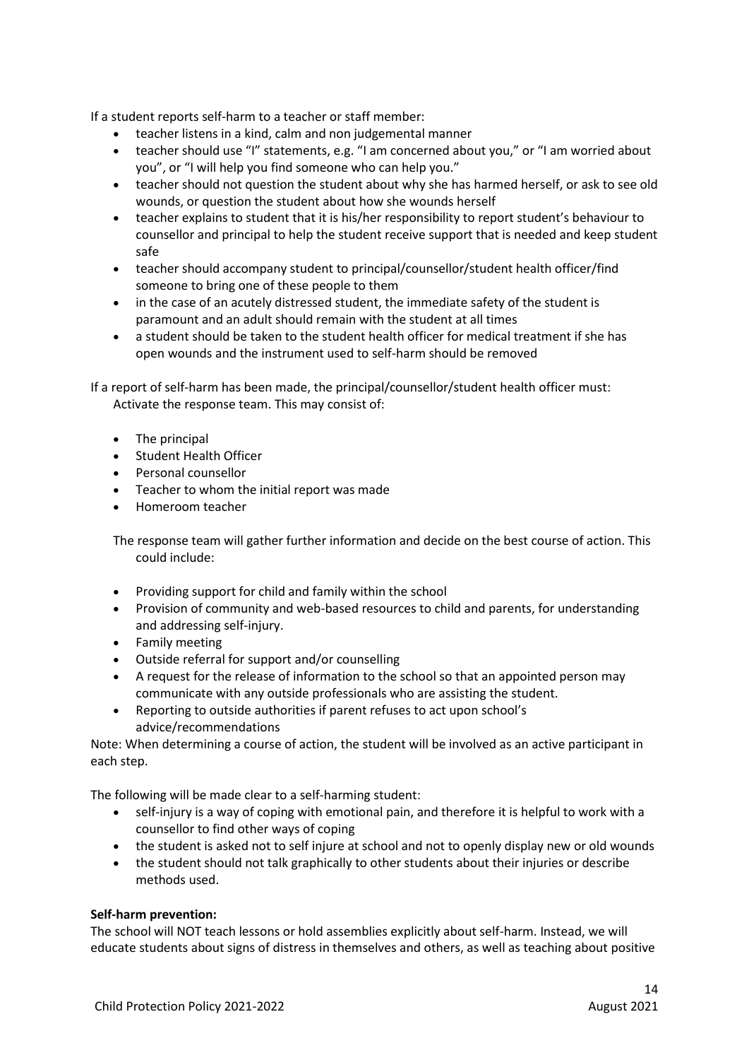If a student reports self-harm to a teacher or staff member:

- teacher listens in a kind, calm and non judgemental manner
- teacher should use "I" statements, e.g. "I am concerned about you," or "I am worried about you", or "I will help you find someone who can help you."
- teacher should not question the student about why she has harmed herself, or ask to see old wounds, or question the student about how she wounds herself
- teacher explains to student that it is his/her responsibility to report student's behaviour to counsellor and principal to help the student receive support that is needed and keep student safe
- teacher should accompany student to principal/counsellor/student health officer/find someone to bring one of these people to them
- in the case of an acutely distressed student, the immediate safety of the student is paramount and an adult should remain with the student at all times
- a student should be taken to the student health officer for medical treatment if she has open wounds and the instrument used to self-harm should be removed

If a report of self-harm has been made, the principal/counsellor/student health officer must:
Activate the response team. This may consist of:

- The principal
- Student Health Officer
- Personal counsellor
- Teacher to whom the initial report was made
- Homeroom teacher

The response team will gather further information and decide on the best course of action. This could include:

- Providing support for child and family within the school
- Provision of community and web-based resources to child and parents, for understanding and addressing self-injury.
- Family meeting
- Outside referral for support and/or counselling
- A request for the release of information to the school so that an appointed person may communicate with any outside professionals who are assisting the student.
- Reporting to outside authorities if parent refuses to act upon school's advice/recommendations

Note: When determining a course of action, the student will be involved as an active participant in each step.

The following will be made clear to a self-harming student:

- self-injury is a way of coping with emotional pain, and therefore it is helpful to work with a counsellor to find other ways of coping
- the student is asked not to self injure at school and not to openly display new or old wounds
- the student should not talk graphically to other students about their injuries or describe methods used.

**Self-harm prevention:**
The school will NOT teach lessons or hold assemblies explicitly about self-harm. Instead, we will educate students about signs of distress in themselves and others, as well as teaching about positive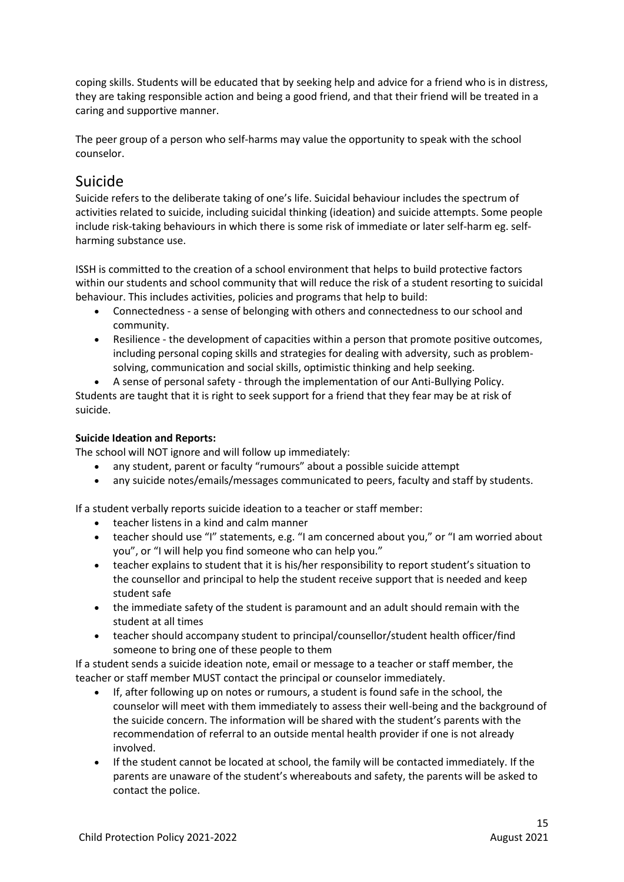coping skills. Students will be educated that by seeking help and advice for a friend who is in distress, they are taking responsible action and being a good friend, and that their friend will be treated in a caring and supportive manner.

The peer group of a person who self-harms may value the opportunity to speak with the school counselor.

## Suicide

Suicide refers to the deliberate taking of one's life. Suicidal behaviour includes the spectrum of activities related to suicide, including suicidal thinking (ideation) and suicide attempts. Some people include risk-taking behaviours in which there is some risk of immediate or later self-harm eg. self-harming substance use.

ISSH is committed to the creation of a school environment that helps to build protective factors within our students and school community that will reduce the risk of a student resorting to suicidal behaviour. This includes activities, policies and programs that help to build:

- Connectedness - a sense of belonging with others and connectedness to our school and community.
- Resilience - the development of capacities within a person that promote positive outcomes, including personal coping skills and strategies for dealing with adversity, such as problem-solving, communication and social skills, optimistic thinking and help seeking.
- A sense of personal safety - through the implementation of our Anti-Bullying Policy.

Students are taught that it is right to seek support for a friend that they fear may be at risk of suicide.

**Suicide Ideation and Reports:**

The school will NOT ignore and will follow up immediately:

- any student, parent or faculty "rumours" about a possible suicide attempt
- any suicide notes/emails/messages communicated to peers, faculty and staff by students.

If a student verbally reports suicide ideation to a teacher or staff member:

- teacher listens in a kind and calm manner
- teacher should use "I" statements, e.g. "I am concerned about you," or "I am worried about you", or "I will help you find someone who can help you."
- teacher explains to student that it is his/her responsibility to report student's situation to the counsellor and principal to help the student receive support that is needed and keep student safe
- the immediate safety of the student is paramount and an adult should remain with the student at all times
- teacher should accompany student to principal/counsellor/student health officer/find someone to bring one of these people to them

If a student sends a suicide ideation note, email or message to a teacher or staff member, the teacher or staff member MUST contact the principal or counselor immediately.

- If, after following up on notes or rumours, a student is found safe in the school, the counselor will meet with them immediately to assess their well-being and the background of the suicide concern. The information will be shared with the student's parents with the recommendation of referral to an outside mental health provider if one is not already involved.
- If the student cannot be located at school, the family will be contacted immediately. If the parents are unaware of the student's whereabouts and safety, the parents will be asked to contact the police.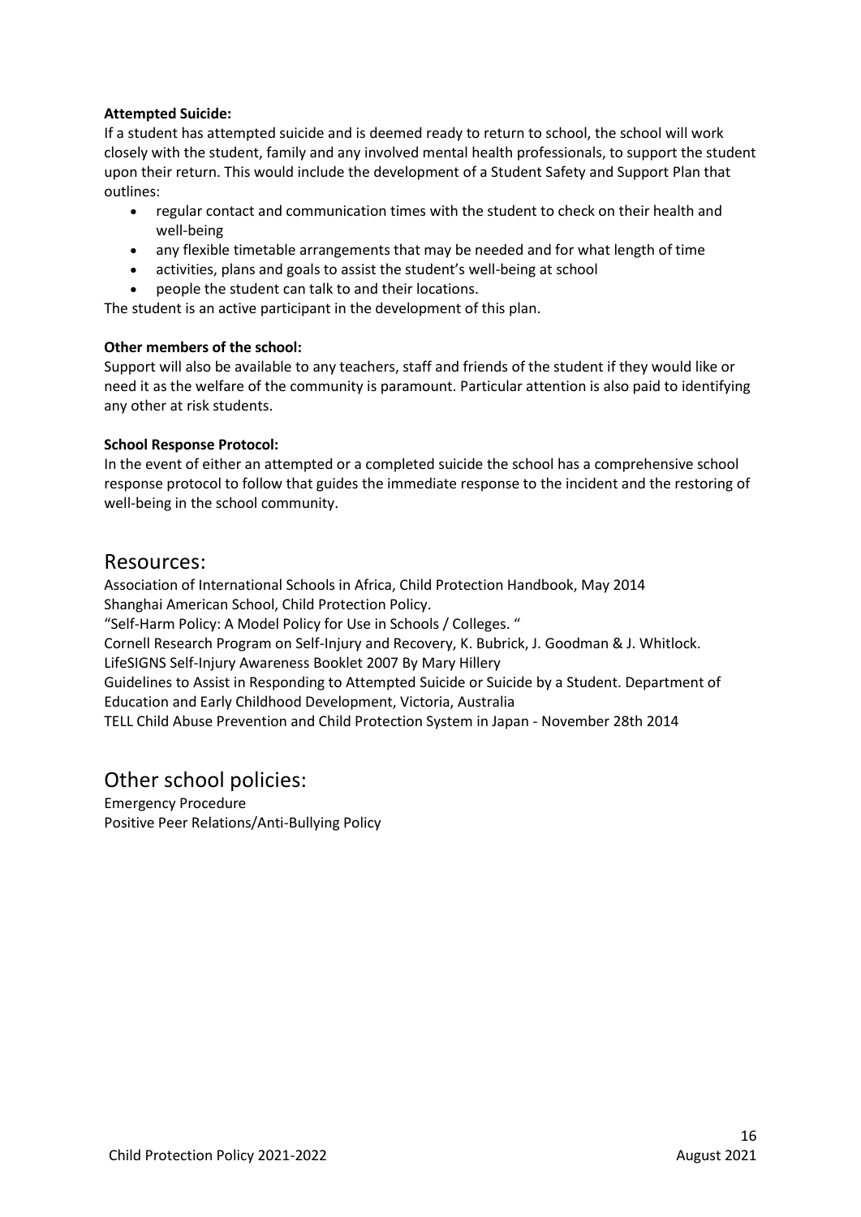**Attempted Suicide:**
If a student has attempted suicide and is deemed ready to return to school, the school will work closely with the student, family and any involved mental health professionals, to support the student upon their return. This would include the development of a Student Safety and Support Plan that outlines:

- regular contact and communication times with the student to check on their health and well-being
- any flexible timetable arrangements that may be needed and for what length of time
- activities, plans and goals to assist the student's well-being at school
- people the student can talk to and their locations.

The student is an active participant in the development of this plan.

**Other members of the school:**
Support will also be available to any teachers, staff and friends of the student if they would like or need it as the welfare of the community is paramount. Particular attention is also paid to identifying any other at risk students.

**School Response Protocol:**
In the event of either an attempted or a completed suicide the school has a comprehensive school response protocol to follow that guides the immediate response to the incident and the restoring of well-being in the school community.

## Resources:

Association of International Schools in Africa, Child Protection Handbook, May 2014
Shanghai American School, Child Protection Policy.
"Self-Harm Policy: A Model Policy for Use in Schools / Colleges. "
Cornell Research Program on Self-Injury and Recovery, K. Bubrick, J. Goodman & J. Whitlock.
LifeSIGNS Self-Injury Awareness Booklet 2007 By Mary Hillery
Guidelines to Assist in Responding to Attempted Suicide or Suicide by a Student. Department of Education and Early Childhood Development, Victoria, Australia
TELL Child Abuse Prevention and Child Protection System in Japan - November 28th 2014

## Other school policies:

Emergency Procedure
Positive Peer Relations/Anti-Bullying Policy